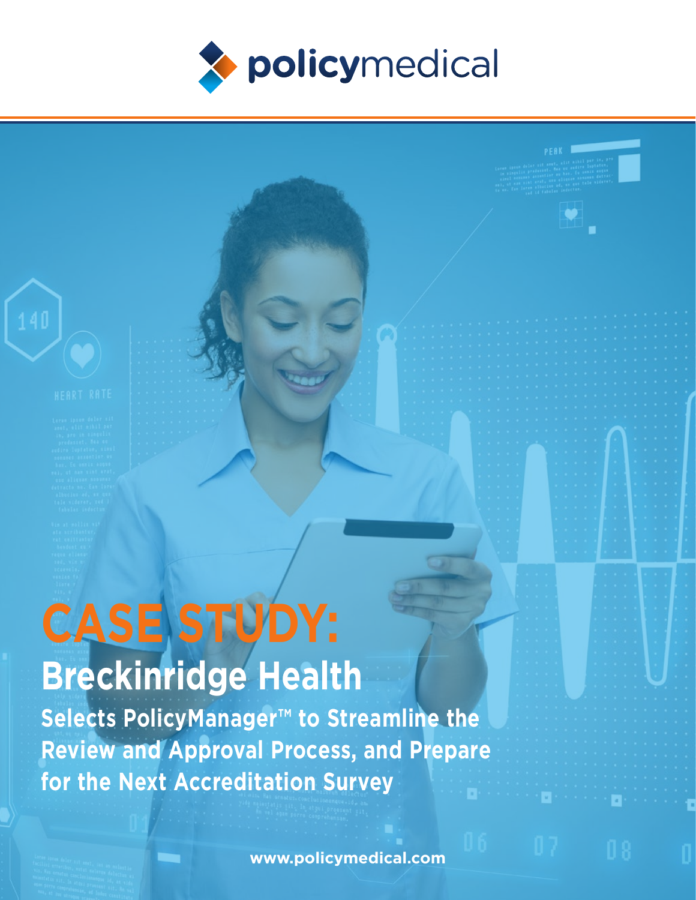policymedical

# CASE STUDY:

## Breckinridge Health

**Selects PolicyManager™ to Streamline the Review and Approval Process, and Prepare for the Next Accreditation Survey**

www.policymedical.com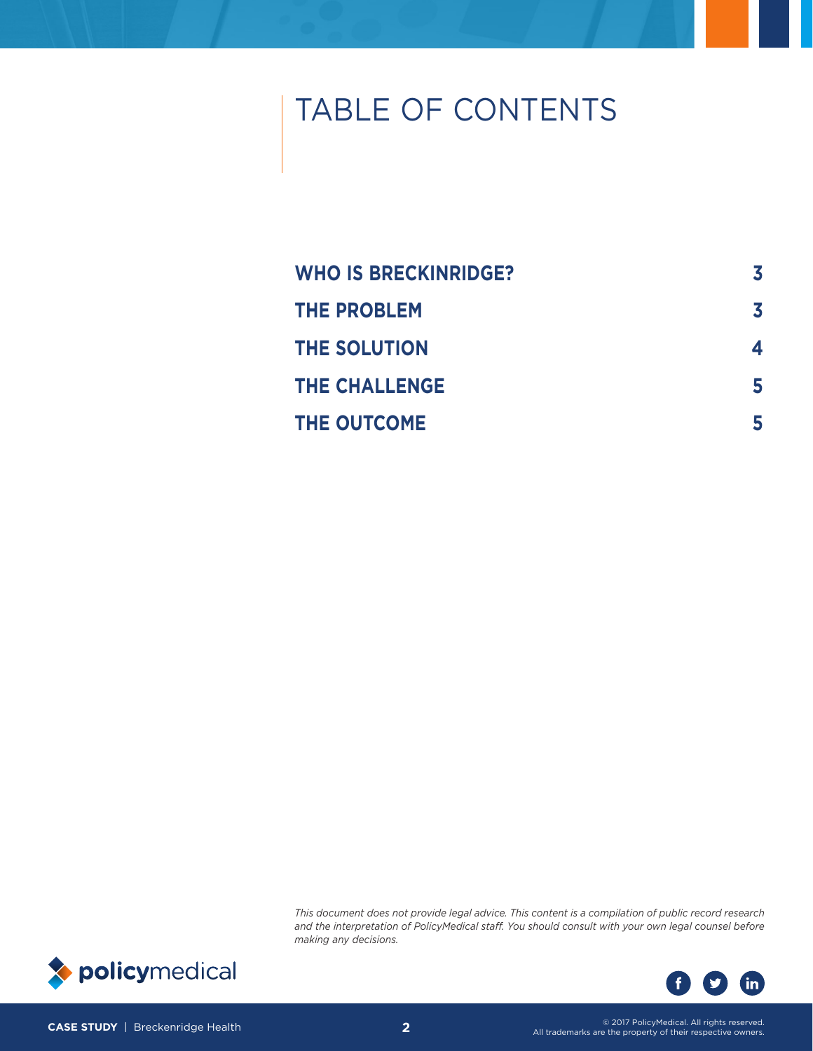# TABLE OF CONTENTS

| | |
|---|---|
| **WHO IS BRECKINRIDGE?** | **3** |
| **THE PROBLEM** | **3** |
| **THE SOLUTION** | **4** |
| **THE CHALLENGE** | **5** |
| **THE OUTCOME** | **5** |

*This document does not provide legal advice. This content is a compilation of public record research and the interpretation of PolicyMedical staff. You should consult with your own legal counsel before making any decisions.*

© 2017 PolicyMedical. All rights reserved.
All trademarks are the property of their respective owners.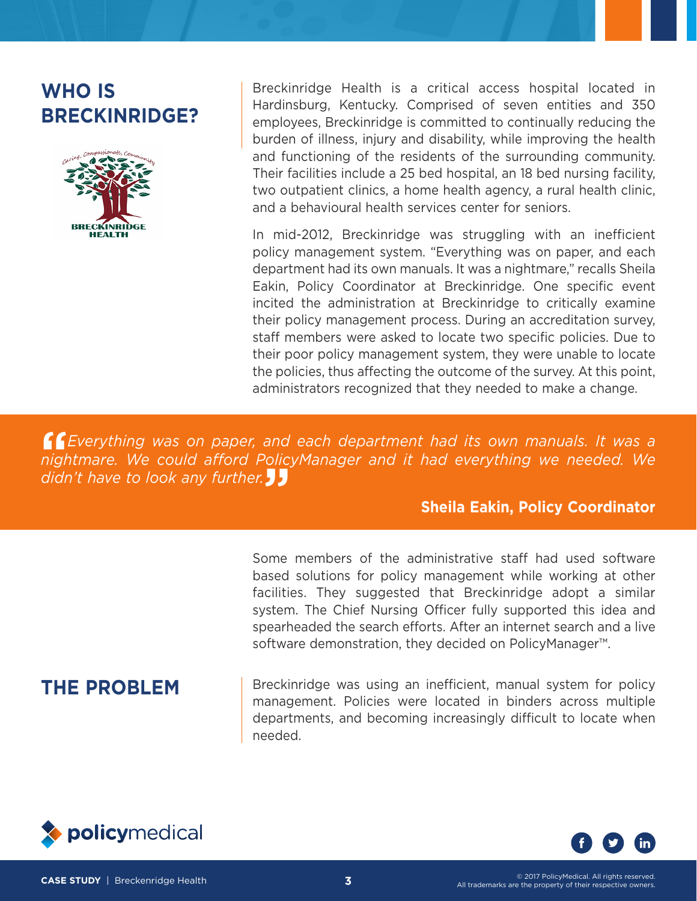## WHO IS BRECKINRIDGE?

Breckinridge Health is a critical access hospital located in Hardinsburg, Kentucky. Comprised of seven entities and 350 employees, Breckinridge is committed to continually reducing the burden of illness, injury and disability, while improving the health and functioning of the residents of the surrounding community. Their facilities include a 25 bed hospital, an 18 bed nursing facility, two outpatient clinics, a home health agency, a rural health clinic, and a behavioural health services center for seniors.

In mid-2012, Breckinridge was struggling with an inefficient policy management system. "Everything was on paper, and each department had its own manuals. It was a nightmare," recalls Sheila Eakin, Policy Coordinator at Breckinridge. One specific event incited the administration at Breckinridge to critically examine their policy management process. During an accreditation survey, staff members were asked to locate two specific policies. Due to their poor policy management system, they were unable to locate the policies, thus affecting the outcome of the survey. At this point, administrators recognized that they needed to make a change.

> *"Everything was on paper, and each department had its own manuals. It was a nightmare. We could afford PolicyManager and it had everything we needed. We didn't have to look any further."*
>
> **Sheila Eakin, Policy Coordinator**

Some members of the administrative staff had used software based solutions for policy management while working at other facilities. They suggested that Breckinridge adopt a similar system. The Chief Nursing Officer fully supported this idea and spearheaded the search efforts. After an internet search and a live software demonstration, they decided on PolicyManager™.

## THE PROBLEM

Breckinridge was using an inefficient, manual system for policy management. Policies were located in binders across multiple departments, and becoming increasingly difficult to locate when needed.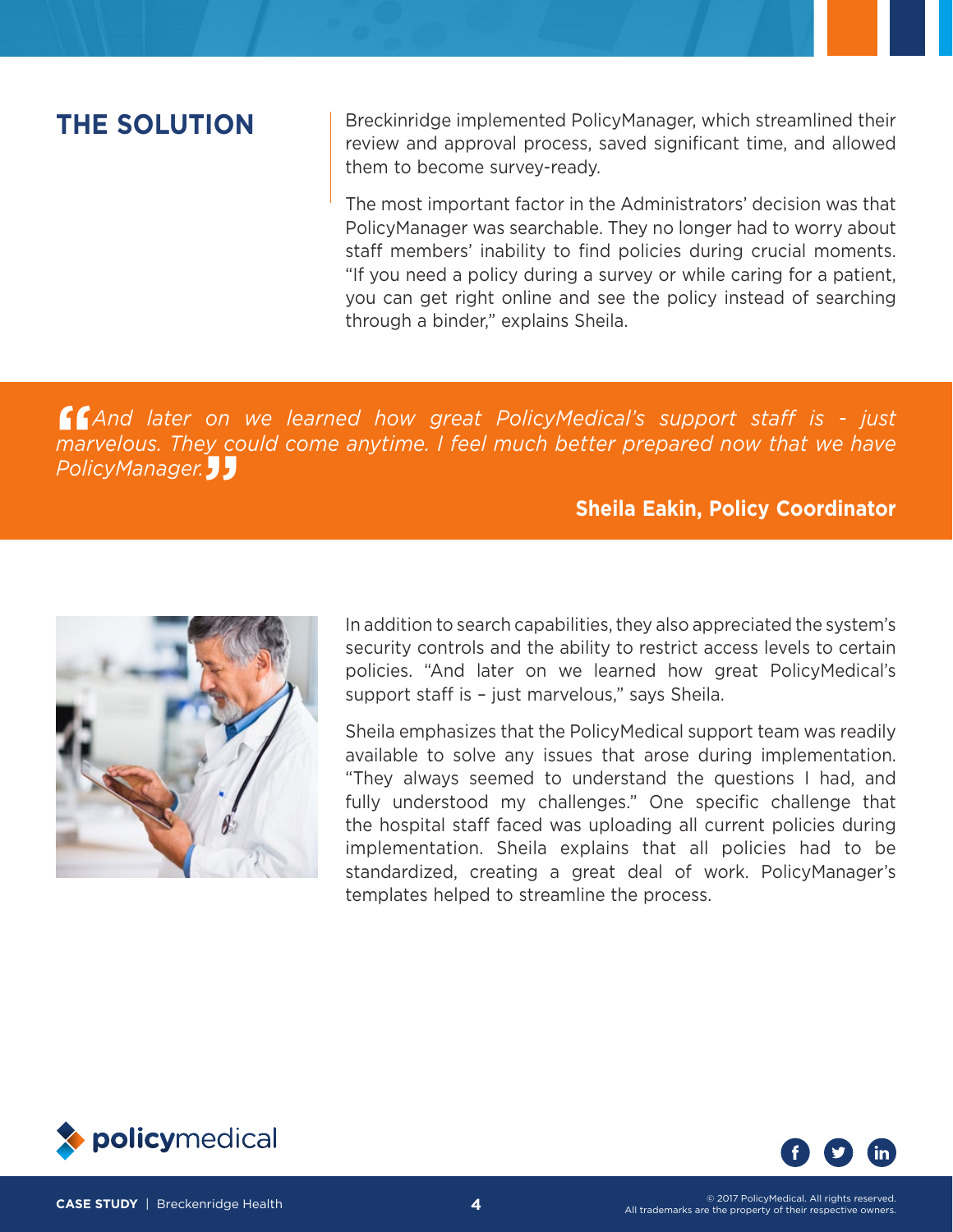## THE SOLUTION

Breckinridge implemented PolicyManager, which streamlined their review and approval process, saved significant time, and allowed them to become survey-ready.

The most important factor in the Administrators' decision was that PolicyManager was searchable. They no longer had to worry about staff members' inability to find policies during crucial moments. "If you need a policy during a survey or while caring for a patient, you can get right online and see the policy instead of searching through a binder," explains Sheila.

> *"And later on we learned how great PolicyMedical's support staff is - just marvelous. They could come anytime. I feel much better prepared now that we have PolicyManager."*
>
> **Sheila Eakin, Policy Coordinator**

In addition to search capabilities, they also appreciated the system's security controls and the ability to restrict access levels to certain policies. "And later on we learned how great PolicyMedical's support staff is – just marvelous," says Sheila.

Sheila emphasizes that the PolicyMedical support team was readily available to solve any issues that arose during implementation. "They always seemed to understand the questions I had, and fully understood my challenges." One specific challenge that the hospital staff faced was uploading all current policies during implementation. Sheila explains that all policies had to be standardized, creating a great deal of work. PolicyManager's templates helped to streamline the process.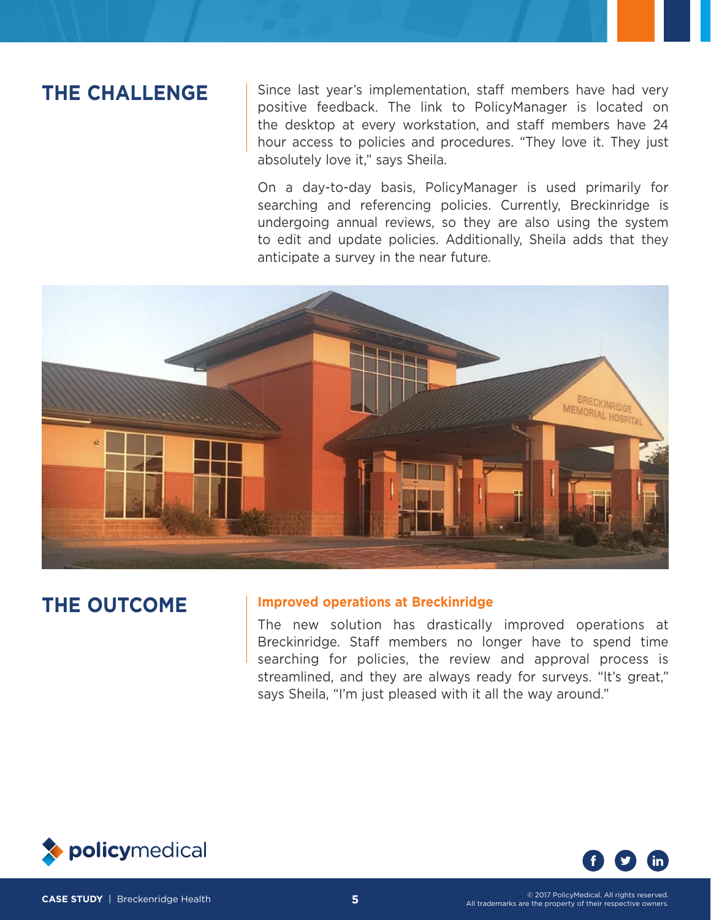## THE CHALLENGE

Since last year's implementation, staff members have had very positive feedback. The link to PolicyManager is located on the desktop at every workstation, and staff members have 24 hour access to policies and procedures. "They love it. They just absolutely love it," says Sheila.

On a day-to-day basis, PolicyManager is used primarily for searching and referencing policies. Currently, Breckinridge is undergoing annual reviews, so they are also using the system to edit and update policies. Additionally, Sheila adds that they anticipate a survey in the near future.

## THE OUTCOME

**Improved operations at Breckinridge**

The new solution has drastically improved operations at Breckinridge. Staff members no longer have to spend time searching for policies, the review and approval process is streamlined, and they are always ready for surveys. "It's great," says Sheila, "I'm just pleased with it all the way around."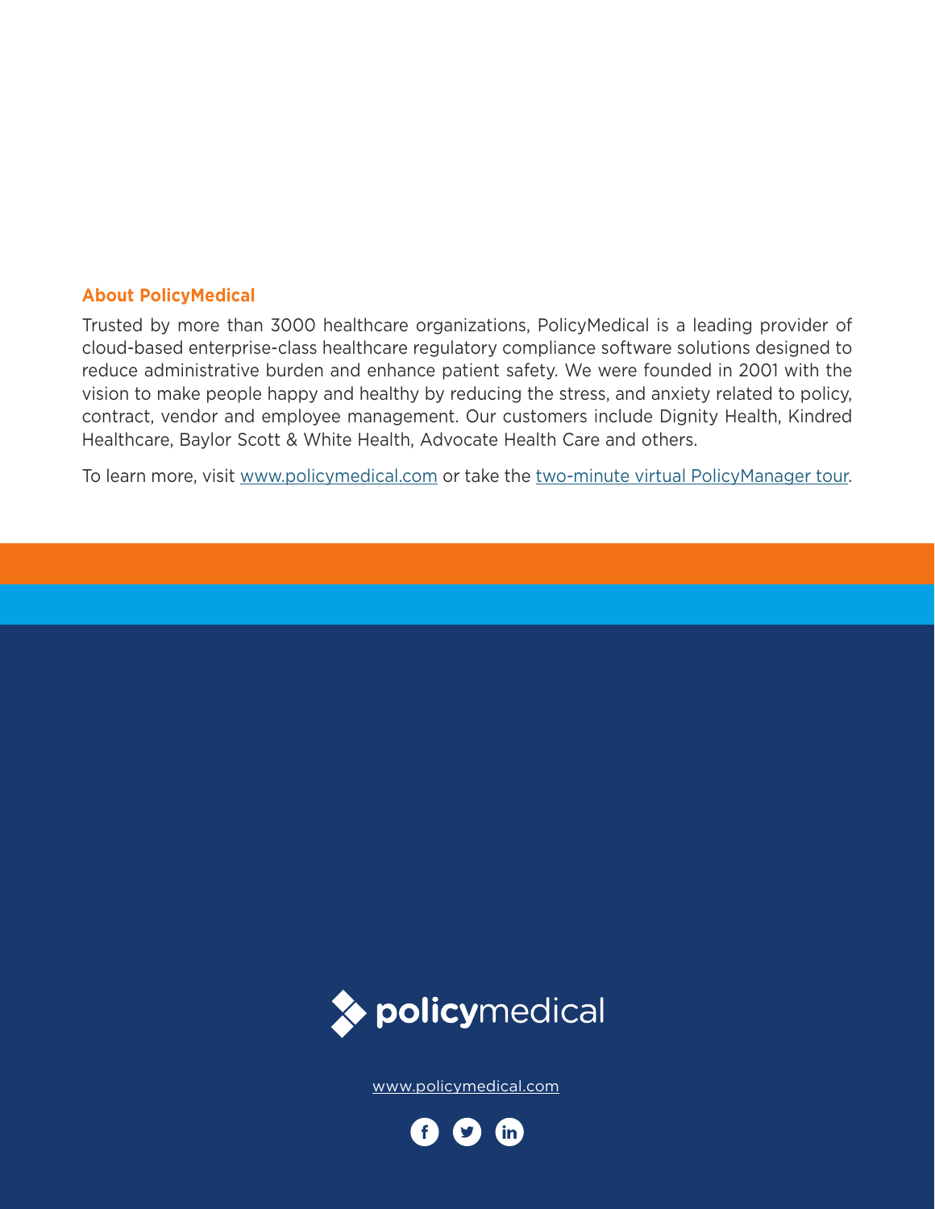## About PolicyMedical

Trusted by more than 3000 healthcare organizations, PolicyMedical is a leading provider of cloud-based enterprise-class healthcare regulatory compliance software solutions designed to reduce administrative burden and enhance patient safety. We were founded in 2001 with the vision to make people happy and healthy by reducing the stress, and anxiety related to policy, contract, vendor and employee management. Our customers include Dignity Health, Kindred Healthcare, Baylor Scott & White Health, Advocate Health Care and others.

To learn more, visit www.policymedical.com or take the two-minute virtual PolicyManager tour.

policymedical

www.policymedical.com